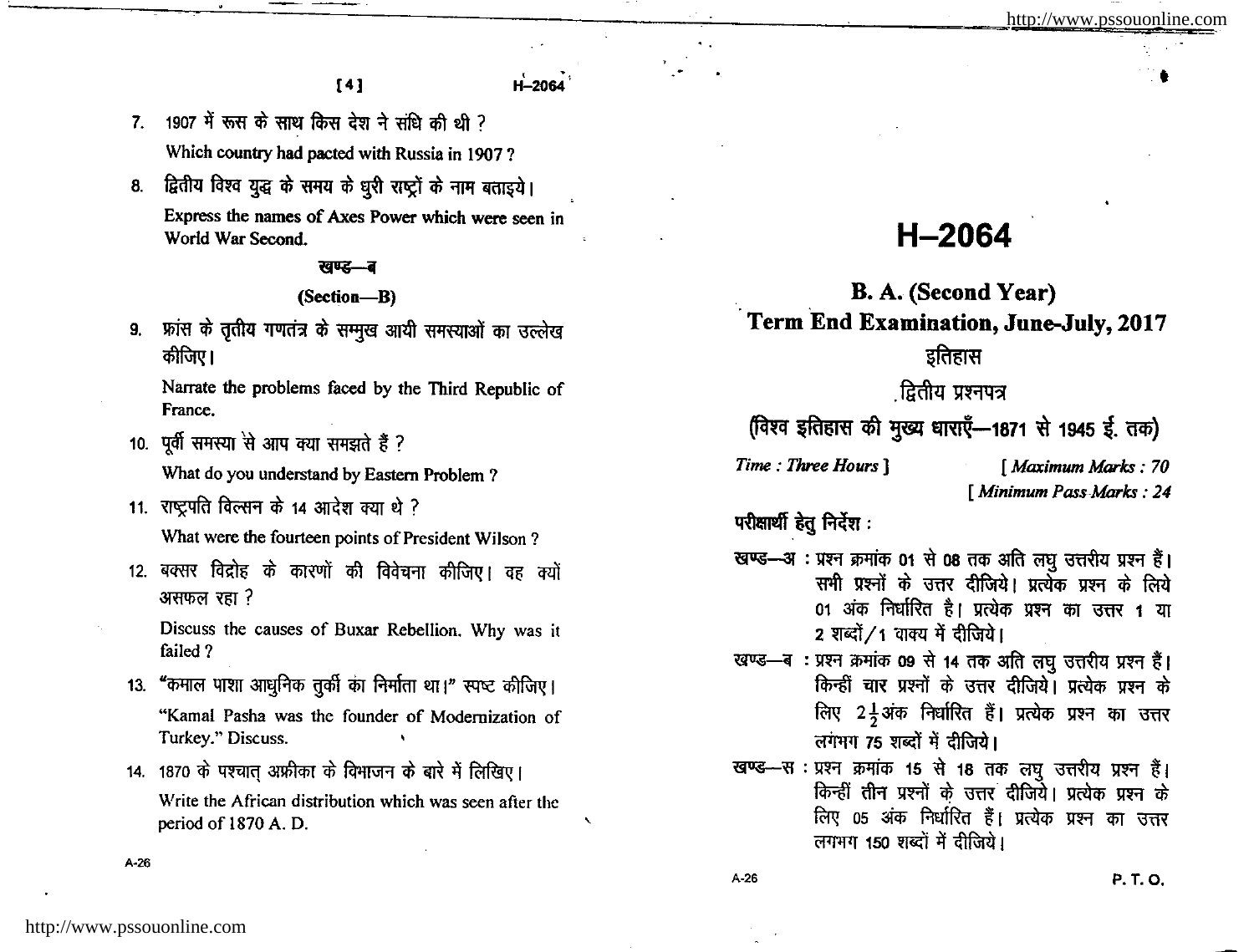7. 1907 में रूस के साथ किस देश ने संधि की थी ?

   Which country had pacted with Russia in 1907 ?

8. द्वितीय विश्व युद्ध के समय के धुरी राष्ट्रों के नाम बताइये।

   Express the names of Axes Power which were seen in World War Second.

### खण्ड—ब

### (Section—B)

9. फ्रांस के तृतीय गणतंत्र के सम्मुख आयी समस्याओं का उल्लेख कीजिए।

   Narrate the problems faced by the Third Republic of France.

10. पूर्वी समस्या से आप क्या समझते हैं ?

    What do you understand by Eastern Problem ?

11. राष्ट्रपति विल्सन के 14 आदेश क्या थे ?

    What were the fourteen points of President Wilson ?

12. बक्सर विद्रोह के कारणों की विवेचना कीजिए। वह क्यों असफल रहा ?

    Discuss the causes of Buxar Rebellion. Why was it failed ?

13. "कमाल पाशा आधुनिक तुर्की का निर्माता था।" स्पष्ट कीजिए।

    "Kamal Pasha was the founder of Modernization of Turkey." Discuss.

14. 1870 के पश्चात् अफ्रीका के विभाजन के बारे में लिखिए।

    Write the African distribution which was seen after the period of 1870 A. D.

# H–2064

## B. A. (Second Year)

## Term End Examination, June-July, 2017

### इतिहास

### द्वितीय प्रश्नपत्र

### (विश्व इतिहास की मुख्य धाराएँ—1871 से 1945 ई. तक)

*Time : Three Hours* ]  [ *Maximum Marks : 70*

[ *Minimum Pass Marks : 24*

**परीक्षार्थी हेतु निर्देश :**

**खण्ड—अ :** प्रश्न क्रमांक 01 से 08 तक अति लघु उत्तरीय प्रश्न हैं। सभी प्रश्नों के उत्तर दीजिये। प्रत्येक प्रश्न के लिये 01 अंक निर्धारित है। प्रत्येक प्रश्न का उत्तर 1 या 2 शब्दों/1 वाक्य में दीजिये।

**खण्ड—ब :** प्रश्न क्रमांक 09 से 14 तक अति लघु उत्तरीय प्रश्न हैं। किन्हीं चार प्रश्नों के उत्तर दीजिये। प्रत्येक प्रश्न के लिए $2\frac{1}{2}$ अंक निर्धारित हैं। प्रत्येक प्रश्न का उत्तर लगभग 75 शब्दों में दीजिये।

**खण्ड—स :** प्रश्न क्रमांक 15 से 18 तक लघु उत्तरीय प्रश्न हैं। किन्हीं तीन प्रश्नों के उत्तर दीजिये। प्रत्येक प्रश्न के लिए 05 अंक निर्धारित हैं। प्रत्येक प्रश्न का उत्तर लगभग 150 शब्दों में दीजिये।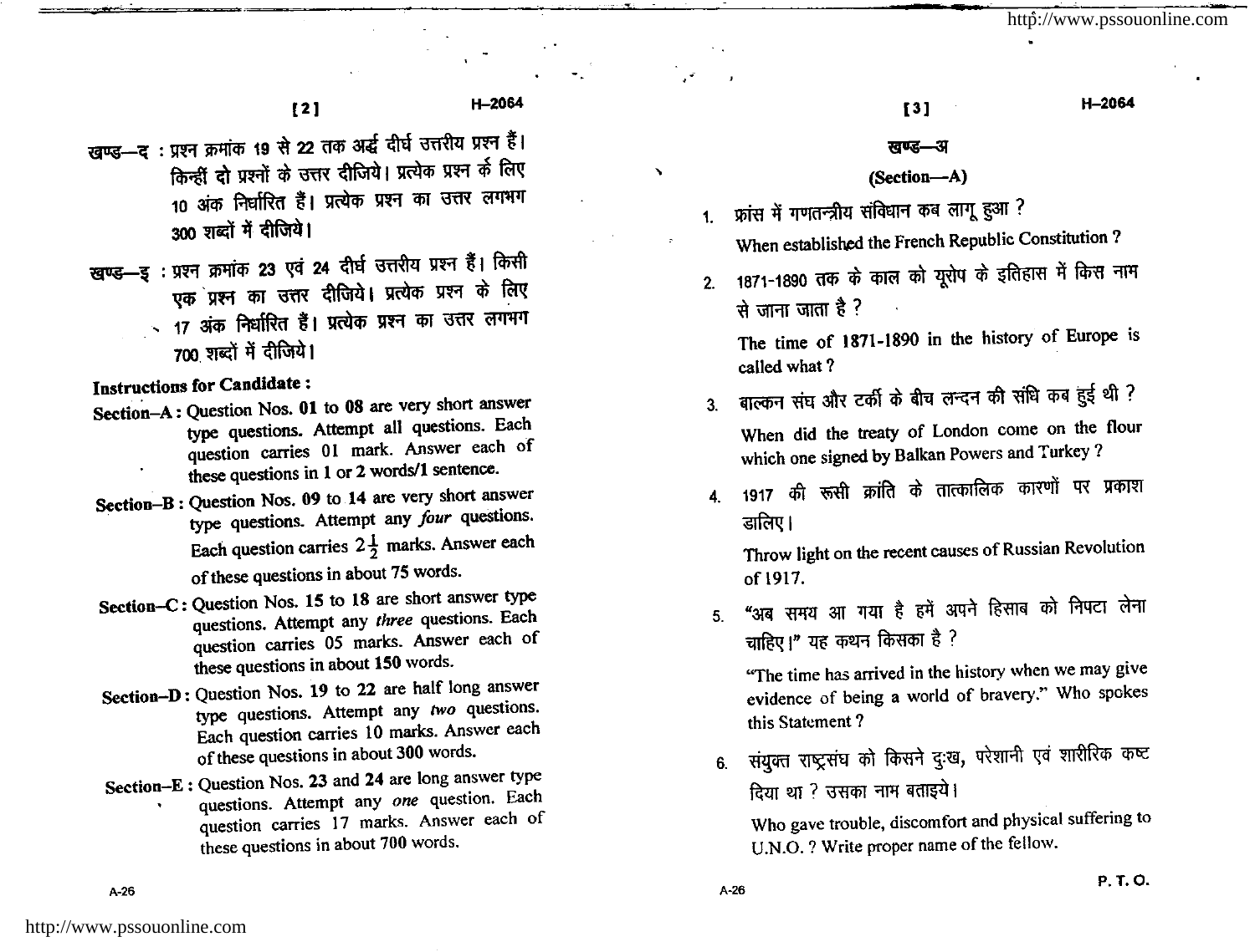खण्ड—द : प्रश्न क्रमांक 19 से 22 तक अर्द्ध दीर्घ उत्तरीय प्रश्न हैं। किन्हीं **दो** प्रश्नों के उत्तर दीजिये। प्रत्येक प्रश्न के लिए 10 अंक निर्धारित हैं। प्रत्येक प्रश्न का उत्तर लगभग 300 शब्दों में दीजिये।

खण्ड—इ : प्रश्न क्रमांक 23 एवं 24 दीर्घ उत्तरीय प्रश्न हैं। किसी एक प्रश्न का उत्तर दीजिये। प्रत्येक प्रश्न के लिए 17 अंक निर्धारित हैं। प्रत्येक प्रश्न का उत्तर लगभग 700 शब्दों में दीजिये।

**Instructions for Candidate :**

**Section–A :** Question Nos. **01** to **08** are very short answer type questions. Attempt all questions. Each question carries 01 mark. Answer each of these questions in 1 or 2 words/1 sentence.

**Section–B :** Question Nos. **09** to **14** are very short answer type questions. Attempt any *four* questions. Each question carries $2\frac{1}{2}$ marks. Answer each of these questions in about **75** words.

**Section–C :** Question Nos. **15** to **18** are short answer type questions. Attempt any *three* questions. Each question carries 05 marks. Answer each of these questions in about **150** words.

**Section–D :** Question Nos. **19** to **22** are half long answer type questions. Attempt any *two* questions. Each question carries 10 marks. Answer each of these questions in about **300** words.

**Section–E :** Question Nos. **23** and **24** are long answer type questions. Attempt any *one* question. Each question carries 17 marks. Answer each of these questions in about **700** words.

## खण्ड—अ

## (Section—A)

1. फ्रांस में गणतन्त्रीय संविधान कब लागू हुआ ?

   When established the French Republic Constitution ?

2. 1871-1890 तक के काल को यूरोप के इतिहास में किस नाम से जाना जाता है ?

   The time of 1871-1890 in the history of Europe is called what ?

3. बाल्कन संघ और टर्की के बीच लन्दन की संधि कब हुई थी ?

   When did the treaty of London come on the flour which one signed by Balkan Powers and Turkey ?

4. 1917 की रूसी क्रांति के तात्कालिक कारणों पर प्रकाश डालिए।

   Throw light on the recent causes of Russian Revolution of 1917.

5. "अब समय आ गया है हमें अपने हिसाब को निपटा लेना चाहिए।" यह कथन किसका है ?

   "The time has arrived in the history when we may give evidence of being a world of bravery." Who spokes this Statement ?

6. संयुक्त राष्ट्रसंघ को किसने दुःख, परेशानी एवं शारीरिक कष्ट दिया था ? उसका नाम बताइये।

   Who gave trouble, discomfort and physical suffering to U.N.O. ? Write proper name of the fellow.

P. T. O.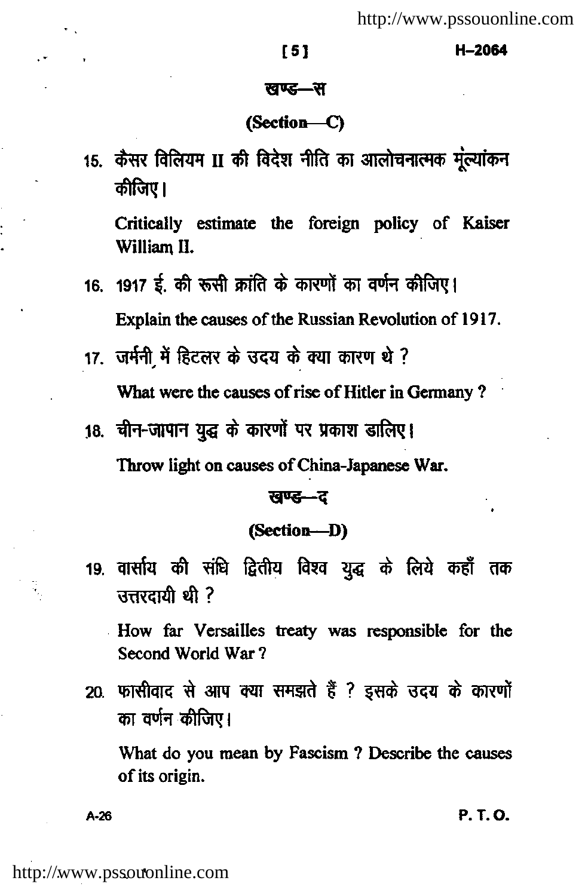## खण्ड—स

## (Section—C)

15. कैसर विलियम II की विदेश नीति का आलोचनात्मक मूंल्यांकन कीजिए।

    Critically estimate the foreign policy of Kaiser William II.

16. 1917 ई. की रूसी क्रांति के कारणों का वर्णन कीजिए।

    Explain the causes of the Russian Revolution of 1917.

17. जर्मनी में हिटलर के उदय के क्या कारण थे ?

    What were the causes of rise of Hitler in Germany ?

18. चीन-जापान युद्ध के कारणों पर प्रकाश डालिए।

    Throw light on causes of China-Japanese War.

## खण्ड—द

## (Section—D)

19. वार्साय की संधि द्वितीय विश्व युद्ध के लिये कहाँ तक उत्तरदायी थी ?

    How far Versailles treaty was responsible for the Second World War ?

20. फासीवाद से आप क्या समझते हैं ? इसके उदय के कारणों का वर्णन कीजिए।

    What do you mean by Fascism ? Describe the causes of its origin.

P. T. O.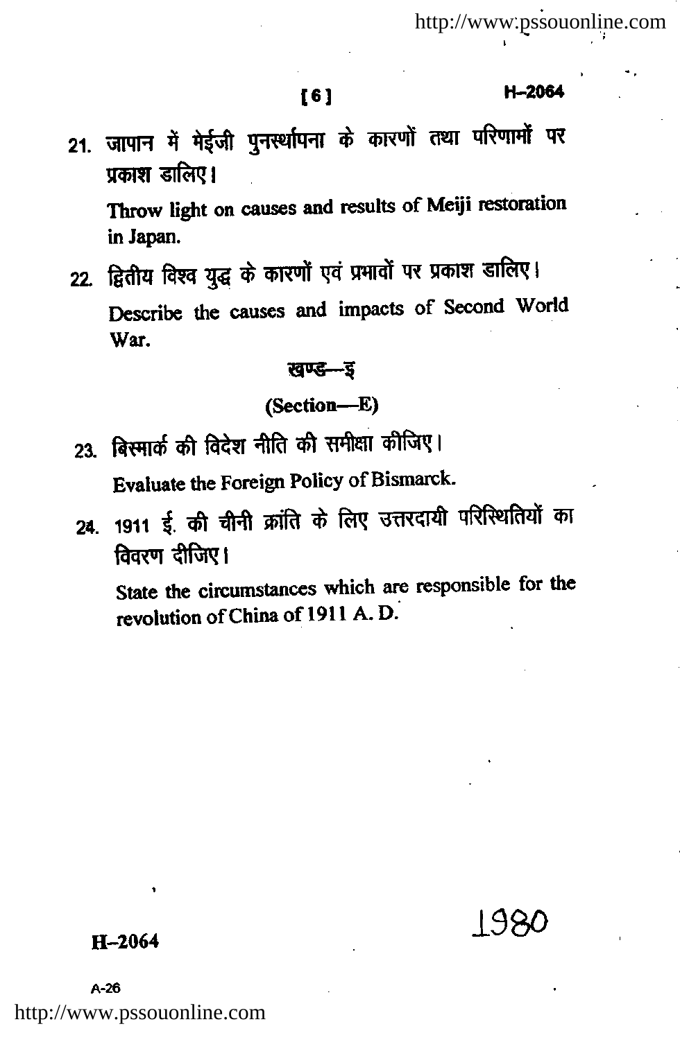21. जापान में मेईजी पुनर्स्थापना के कारणों तथा परिणामों पर प्रकाश डालिए।

    Throw light on causes and results of Meiji restoration in Japan.

22. द्वितीय विश्व युद्ध के कारणों एवं प्रभावों पर प्रकाश डालिए।

    Describe the causes and impacts of Second World War.

## खण्ड—इ

## (Section—E)

23. बिस्मार्क की विदेश नीति की समीक्षा कीजिए।

    Evaluate the Foreign Policy of Bismarck.

24. 1911 ई. की चीनी क्रांति के लिए उत्तरदायी परिस्थितियों का विवरण दीजिए।

    State the circumstances which are responsible for the revolution of China of 1911 A. D.

1980